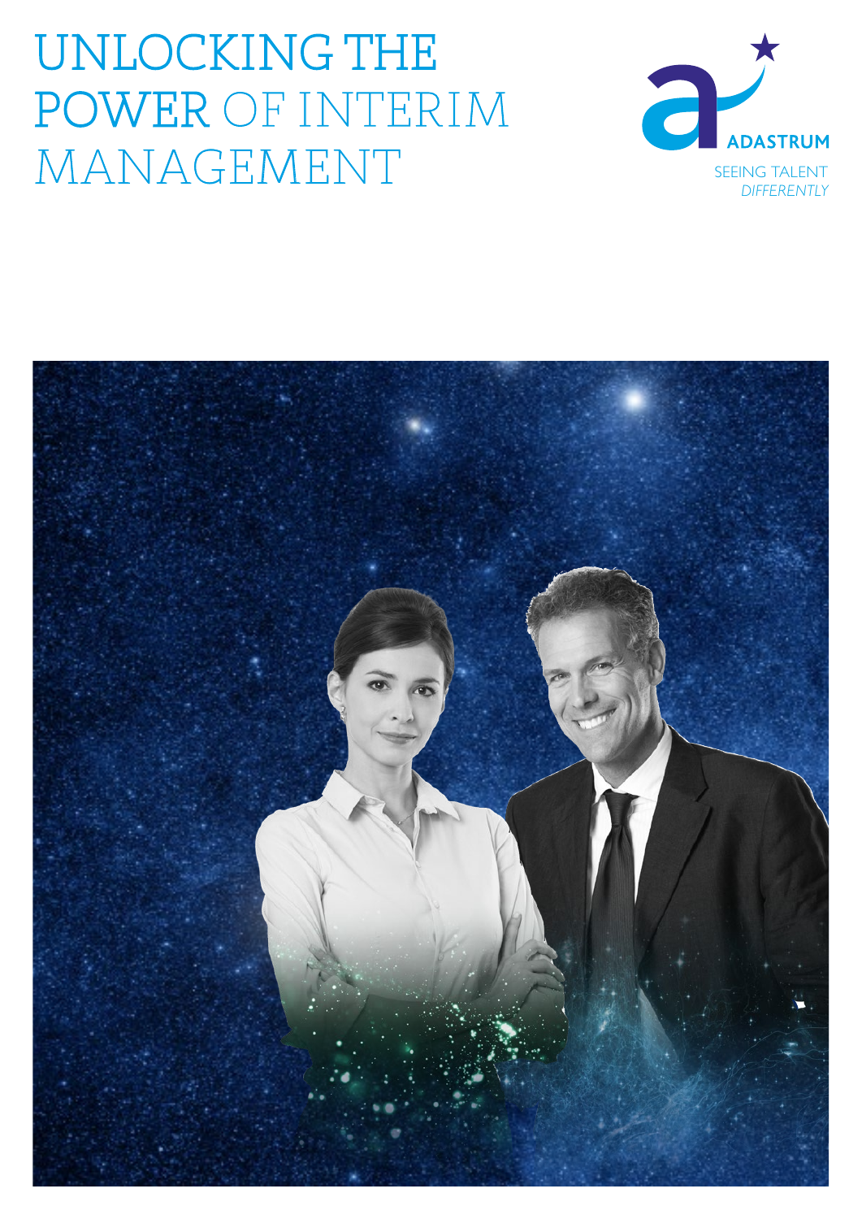# UNLOCKING THE POWER OF INTERIM MANAGEMENT

ADASTRUM

SEEING TALENT *DIFFERENTLY*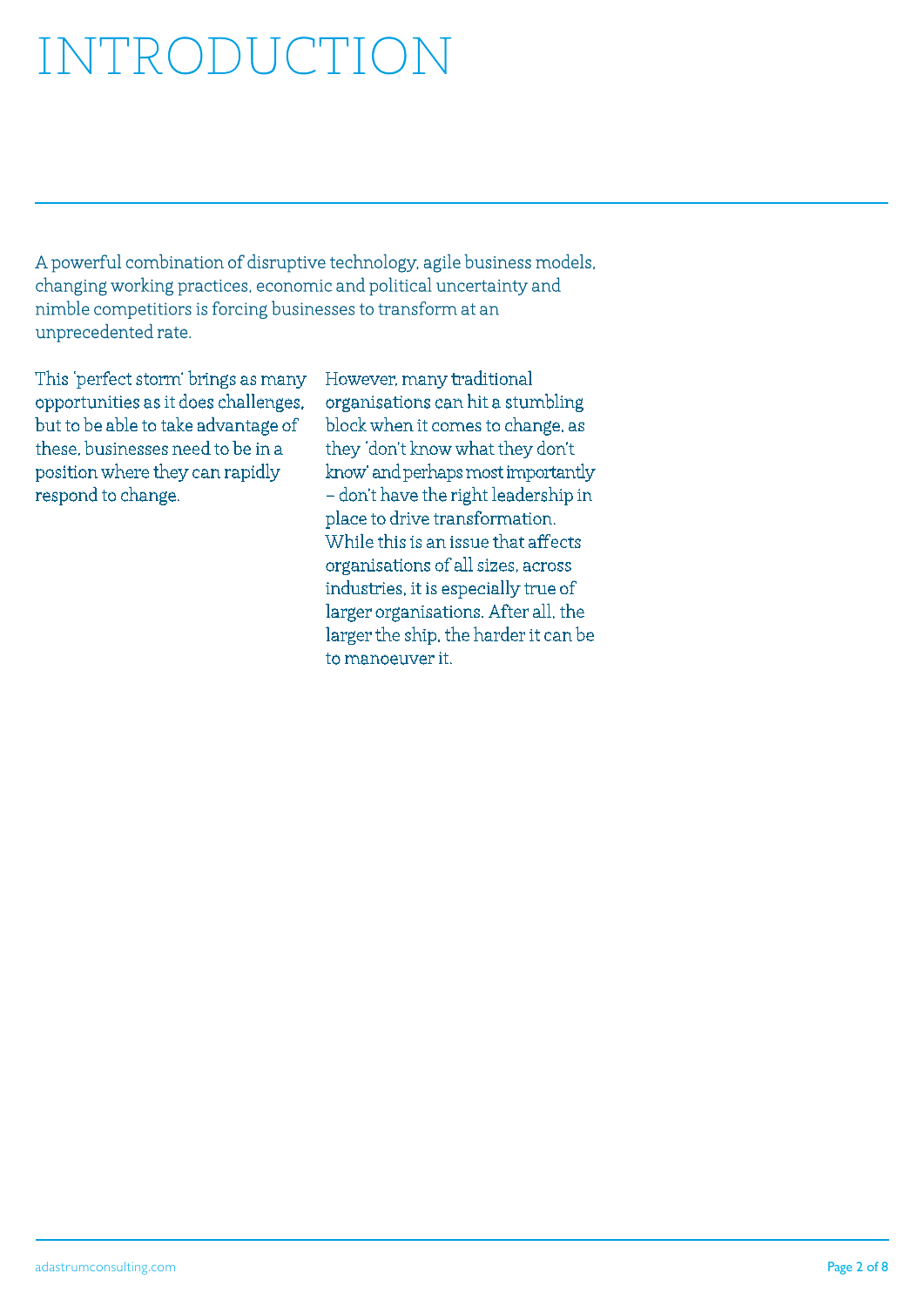# INTRODUCTION

A powerful combination of disruptive technology, agile business models, changing working practices, economic and political uncertainty and nimble competitors is forcing businesses to transform at an unprecedented rate.

This 'perfect storm' brings as many opportunities as it does challenges, but to be able to take advantage of these, businesses need to be in a position where they can rapidly respond to change.

However, many traditional organisations can hit a stumbling block when it comes to change, as they 'don't know what they don't know' and perhaps most importantly – don't have the right leadership in place to drive transformation. While this is an issue that affects organisations of all sizes, across industries, it is especially true of larger organisations. After all, the larger the ship, the harder it can be to manoeuver it.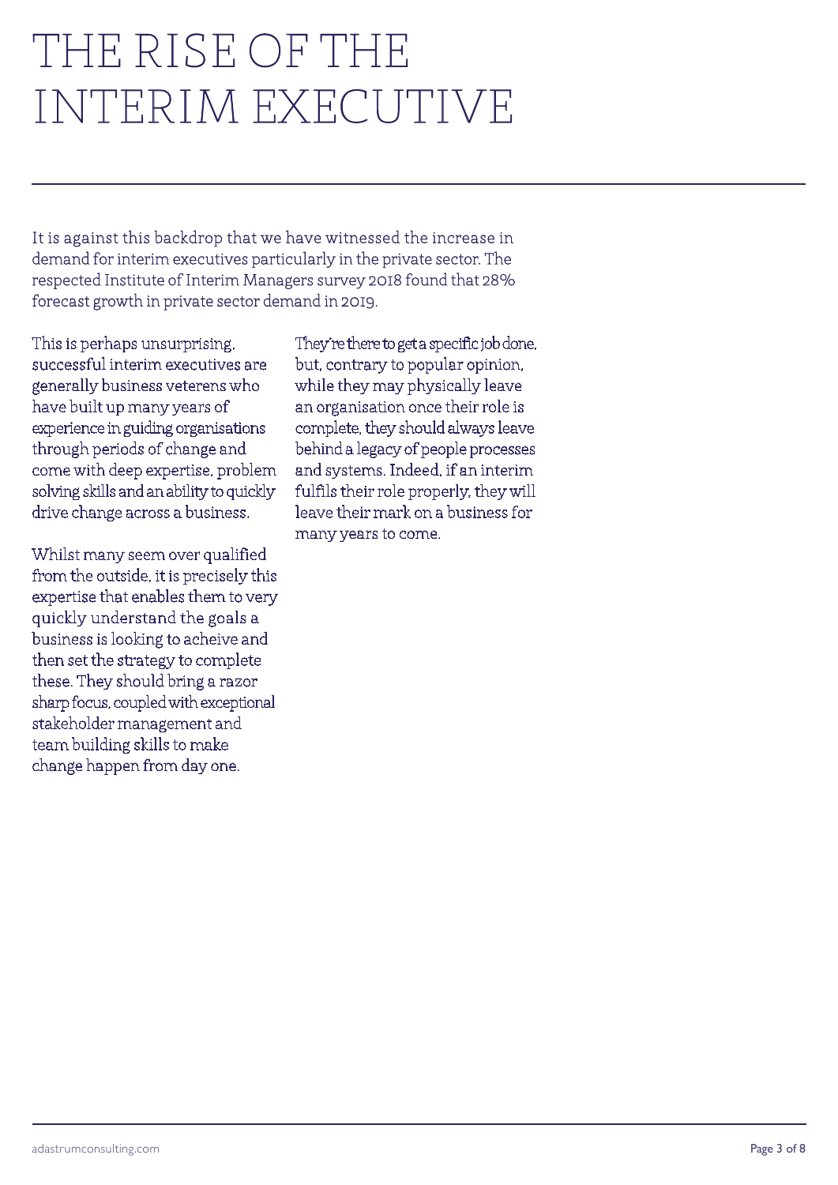# THE RISE OF THE INTERIM EXECUTIVE

It is against this backdrop that we have witnessed the increase in demand for interim executives particularly in the private sector. The respected Institute of Interim Managers survey 2018 found that 28% forecast growth in private sector demand in 2019.

This is perhaps unsurprising, successful interim executives are generally business veterens who have built up many years of experience in guiding organisations through periods of change and come with deep expertise, problem solving skills and an ability to quickly drive change across a business.

Whilst many seem over qualified from the outside, it is precisely this expertise that enables them to very quickly understand the goals a business is looking to acheive and then set the strategy to complete these. They should bring a razor sharp focus, coupled with exceptional stakeholder management and team building skills to make change happen from day one.

They're there to get a specific job done, but, contrary to popular opinion, while they may physically leave an organisation once their role is complete, they should always leave behind a legacy of people processes and systems. Indeed, if an interim fulfils their role properly, they will leave their mark on a business for many years to come.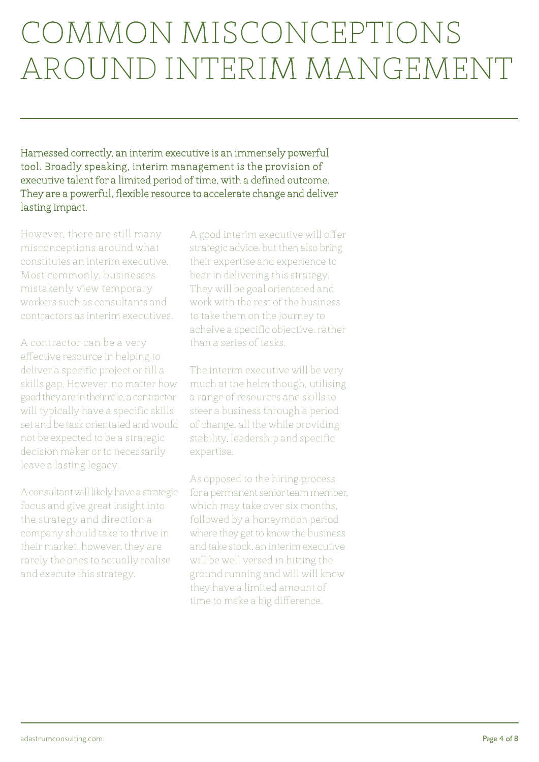# COMMON MISCONCEPTIONS AROUND INTERIM MANGEMENT

Harnessed correctly, an interim executive is an immensely powerful tool. Broadly speaking, interim management is the provision of executive talent for a limited period of time, with a defined outcome. They are a powerful, flexible resource to accelerate change and deliver lasting impact.

However, there are still many misconceptions around what constitutes an interim executive. Most commonly, businesses mistakenly view temporary workers such as consultants and contractors as interim executives.

A contractor can be a very effective resource in helping to deliver a specific project or fill a skills gap. However, no matter how good they are in their role, a contractor will typically have a specific skills set and be task orientated and would not be expected to be a strategic decision maker or to necessarily leave a lasting legacy.

A consultant will likely have a strategic focus and give great insight into the strategy and direction a company should take to thrive in their market, however, they are rarely the ones to actually realise and execute this strategy.

A good interim executive will offer strategic advice, but then also bring their expertise and experience to bear in delivering this strategy. They will be goal orientated and work with the rest of the business to take them on the journey to acheive a specific objective, rather than a series of tasks.

The interim executive will be very much at the helm though, utilising a range of resources and skills to steer a business through a period of change, all the while providing stability, leadership and specific expertise.

As opposed to the hiring process for a permanent senior team member, which may take over six months, followed by a honeymoon period where they get to know the business and take stock, an interim executive will be well versed in hitting the ground running and will will know they have a limited amount of time to make a big difference.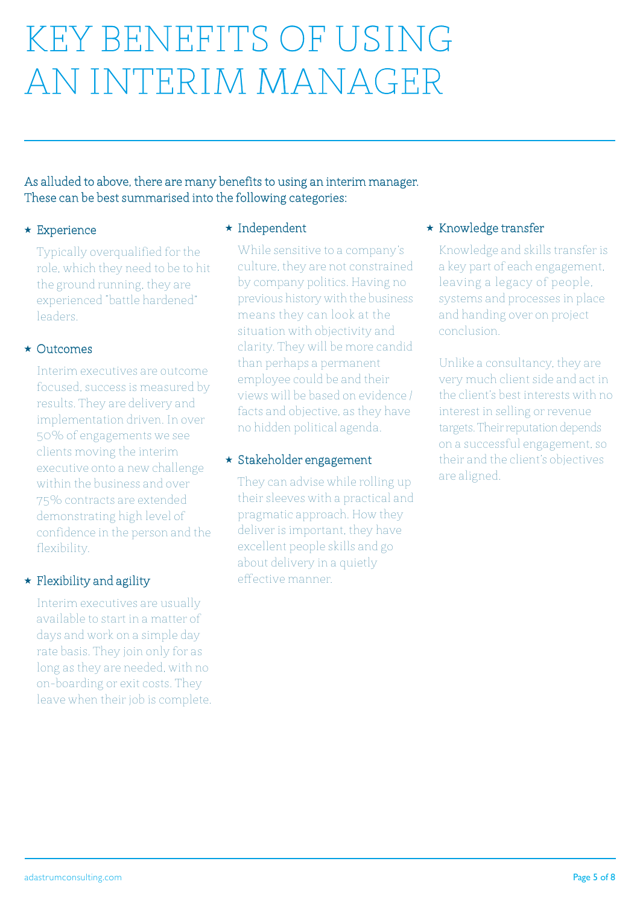# KEY BENEFITS OF USING AN INTERIM MANAGER

As alluded to above, there are many benefits to using an interim manager. These can be best summarised into the following categories:

### ⋆ Experience

Typically overqualified for the role, which they need to be to hit the ground running, they are experienced "battle hardened" leaders.

### ⋆ Outcomes

Interim executives are outcome focused, success is measured by results. They are delivery and implementation driven. In over 50% of engagements we see clients moving the interim executive onto a new challenge within the business and over 75% contracts are extended demonstrating high level of confidence in the person and the flexibility.

### ⋆ Flexibility and agility

Interim executives are usually available to start in a matter of days and work on a simple day rate basis. They join only for as long as they are needed, with no on-boarding or exit costs. They leave when their job is complete.

### ⋆ Independent

While sensitive to a company's culture, they are not constrained by company politics. Having no previous history with the business means they can look at the situation with objectivity and clarity. They will be more candid than perhaps a permanent employee could be and their views will be based on evidence / facts and objective, as they have no hidden political agenda.

### ⋆ Stakeholder engagement

They can advise while rolling up their sleeves with a practical and pragmatic approach. How they deliver is important, they have excellent people skills and go about delivery in a quietly effective manner.

### ⋆ Knowledge transfer

Knowledge and skills transfer is a key part of each engagement, leaving a legacy of people, systems and processes in place and handing over on project conclusion.

Unlike a consultancy, they are very much client side and act in the client's best interests with no interest in selling or revenue targets. Their reputation depends on a successful engagement, so their and the client's objectives are aligned.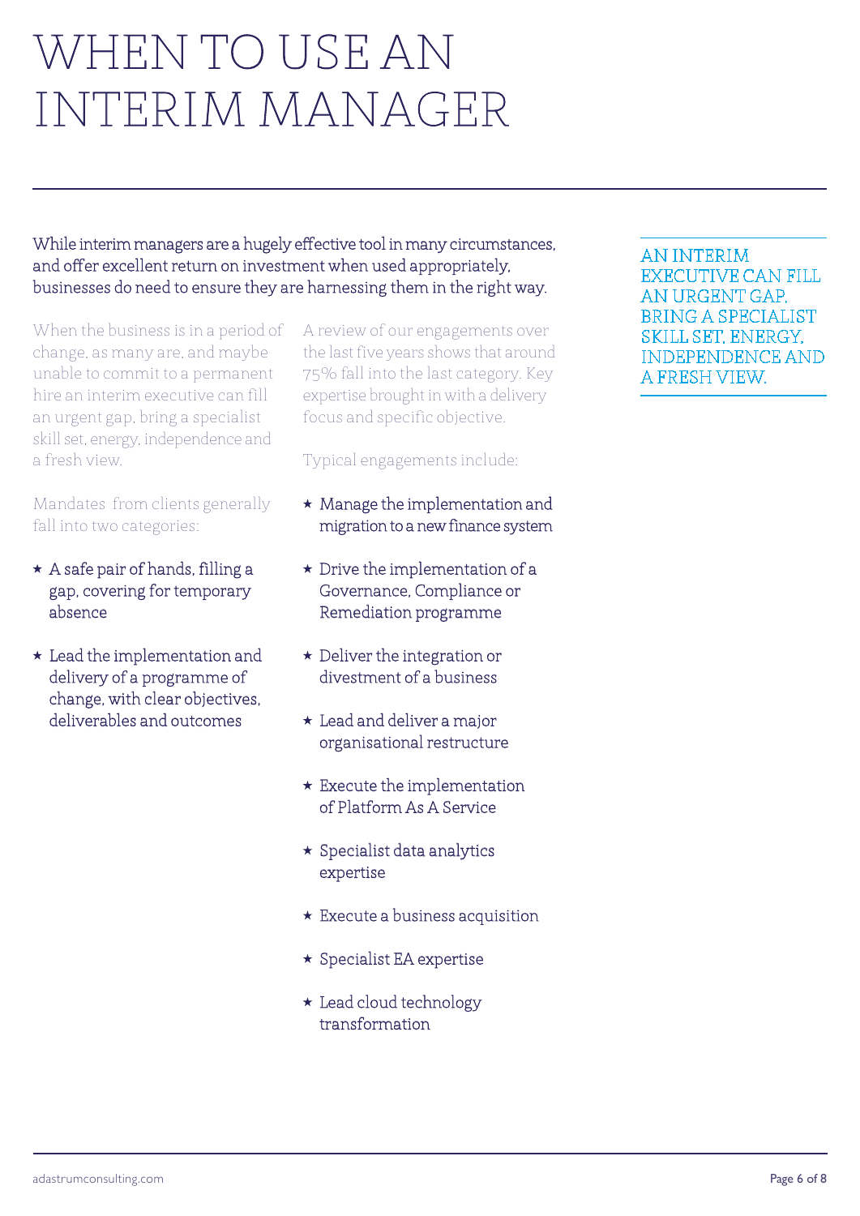# WHEN TO USE AN INTERIM MANAGER

While interim managers are a hugely effective tool in many circumstances, and offer excellent return on investment when used appropriately, businesses do need to ensure they are harnessing them in the right way.

When the business is in a period of change, as many are, and maybe unable to commit to a permanent hire an interim executive can fill an urgent gap, bring a specialist skill set, energy, independence and a fresh view.

Mandates from clients generally fall into two categories:

- A safe pair of hands, filling a gap, covering for temporary absence
- Lead the implementation and delivery of a programme of change, with clear objectives, deliverables and outcomes

A review of our engagements over the last five years shows that around 75% fall into the last category. Key expertise brought in with a delivery focus and specific objective.

Typical engagements include:

- Manage the implementation and migration to a new finance system
- Drive the implementation of a Governance, Compliance or Remediation programme
- Deliver the integration or divestment of a business
- Lead and deliver a major organisational restructure
- Execute the implementation of Platform As A Service
- Specialist data analytics expertise
- Execute a business acquisition
- Specialist EA expertise
- Lead cloud technology transformation

AN INTERIM EXECUTIVE CAN FILL AN URGENT GAP, BRING A SPECIALIST SKILL SET, ENERGY, INDEPENDENCE AND A FRESH VIEW.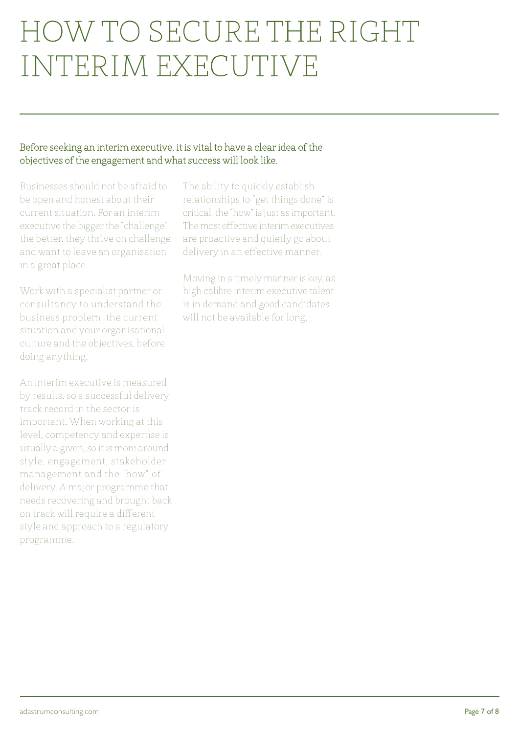# HOW TO SECURE THE RIGHT INTERIM EXECUTIVE

Before seeking an interim executive, it is vital to have a clear idea of the objectives of the engagement and what success will look like.

Businesses should not be afraid to be open and honest about their current situation. For an interim executive the bigger the "challenge" the better, they thrive on challenge and want to leave an organisation in a great place.

Work with a specialist partner or consultancy to understand the business problem, the current situation and your organisational culture and the objectives, before doing anything.

An interim executive is measured by results, so a successful delivery track record in the sector is important. When working at this level, competency and expertise is usually a given, so it is more around style, engagement, stakeholder management and the "how" of delivery. A major programme that needs recovering and brought back on track will require a different style and approach to a regulatory programme.

The ability to quickly establish relationships to "get things done" is critical, the "how" is just as important. The most effective interim executives are proactive and quietly go about delivery in an effective manner.

Moving in a timely manner is key, as high calibre interim executive talent is in demand and good candidates will not be available for long.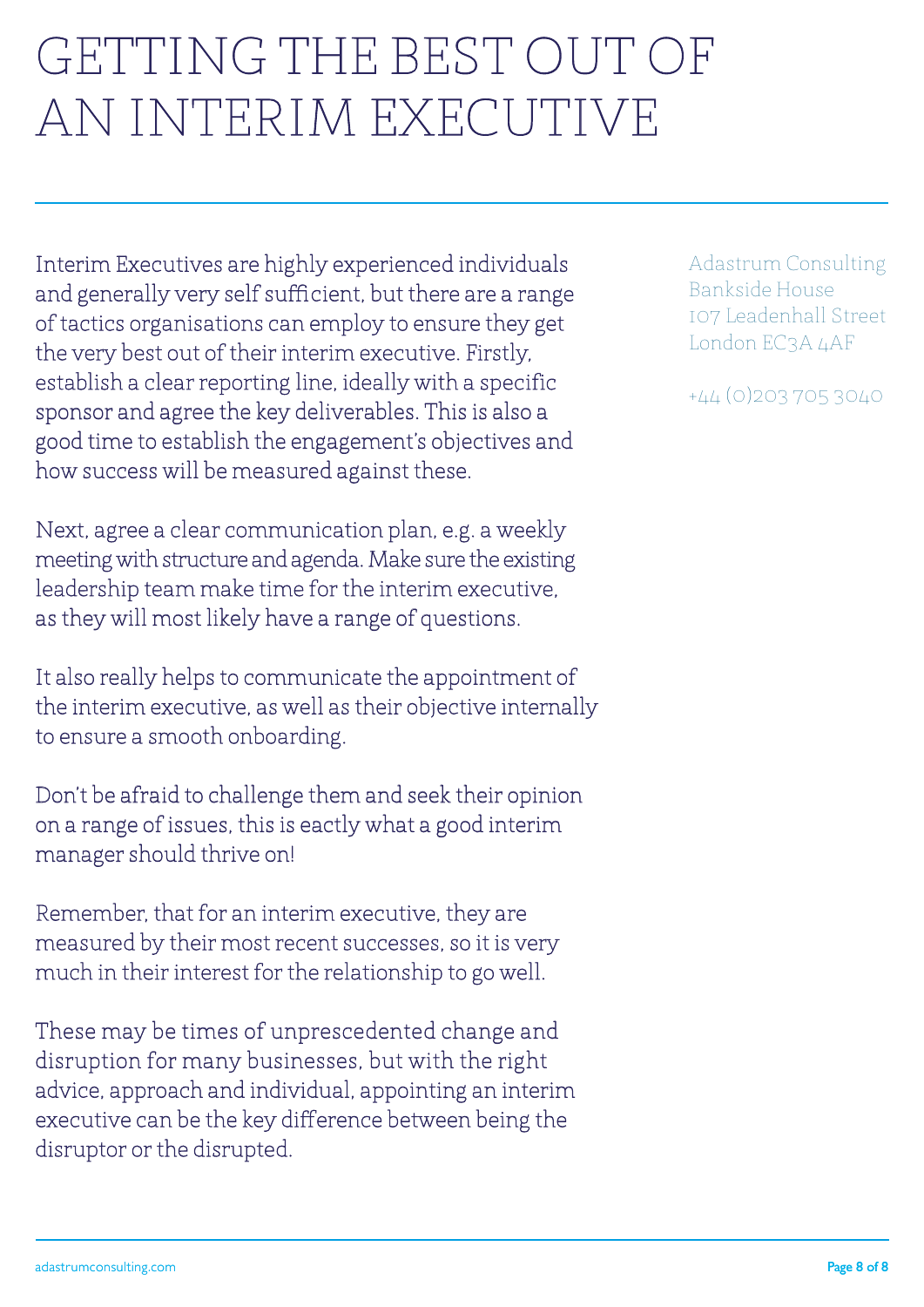# GETTING THE BEST OUT OF AN INTERIM EXECUTIVE

Interim Executives are highly experienced individuals and generally very self sufficient, but there are a range of tactics organisations can employ to ensure they get the very best out of their interim executive. Firstly, establish a clear reporting line, ideally with a specific sponsor and agree the key deliverables. This is also a good time to establish the engagement's objectives and how success will be measured against these.

Next, agree a clear communication plan, e.g. a weekly meeting with structure and agenda. Make sure the existing leadership team make time for the interim executive, as they will most likely have a range of questions.

It also really helps to communicate the appointment of the interim executive, as well as their objective internally to ensure a smooth onboarding.

Don't be afraid to challenge them and seek their opinion on a range of issues, this is eactly what a good interim manager should thrive on!

Remember, that for an interim executive, they are measured by their most recent successes, so it is very much in their interest for the relationship to go well.

These may be times of unprescedented change and disruption for many businesses, but with the right advice, approach and individual, appointing an interim executive can be the key difference between being the disruptor or the disrupted.

Adastrum Consulting
Bankside House
107 Leadenhall Street
London EC3A 4AF

+44 (0)203 705 3040

adastrumconsulting.com